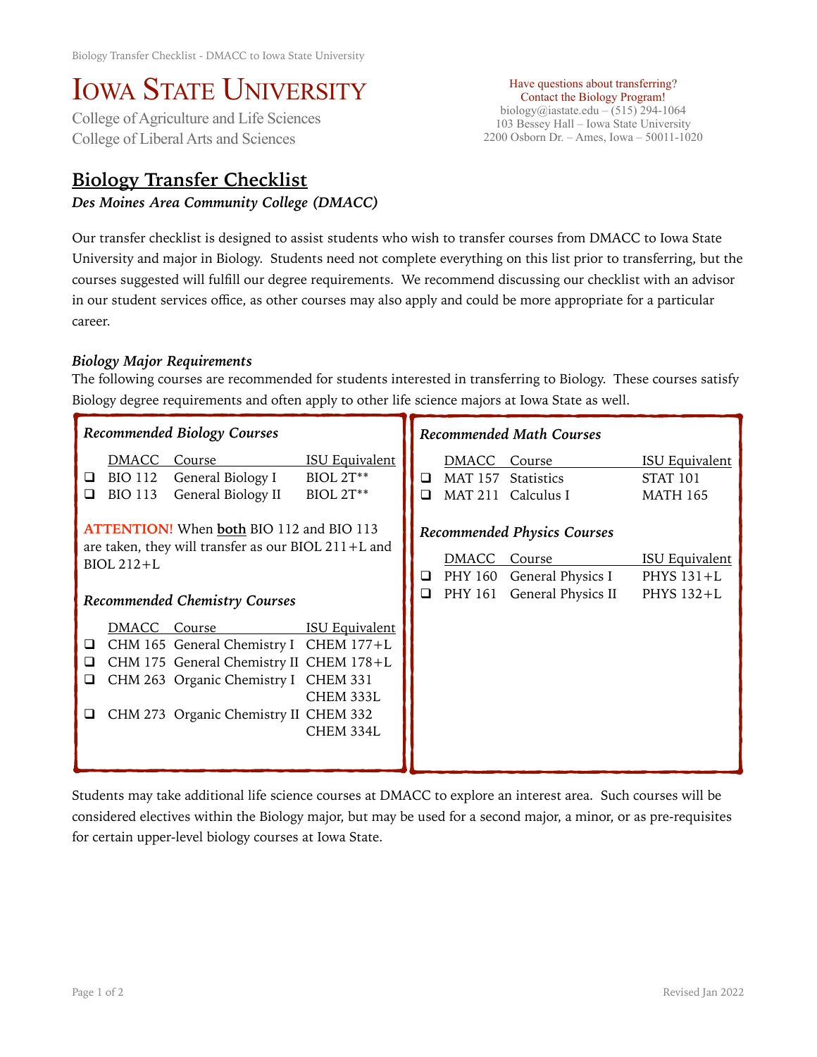# IOWA STATE UNIVERSITY

College of Agriculture and Life Sciences
College of Liberal Arts and Sciences

Have questions about transferring?
Contact the Biology Program!
biology@iastate.edu – (515) 294-1064
103 Bessey Hall – Iowa State University
2200 Osborn Dr. – Ames, Iowa – 50011-1020

## Biology Transfer Checklist

***Des Moines Area Community College (DMACC)***

Our transfer checklist is designed to assist students who wish to transfer courses from DMACC to Iowa State University and major in Biology. Students need not complete everything on this list prior to transferring, but the courses suggested will fulfill our degree requirements. We recommend discussing our checklist with an advisor in our student services office, as other courses may also apply and could be more appropriate for a particular career.

### *Biology Major Requirements*

The following courses are recommended for students interested in transferring to Biology. These courses satisfy Biology degree requirements and often apply to other life science majors at Iowa State as well.

#### *Recommended Biology Courses*

| | DMACC | Course | ISU Equivalent |
|---|---|---|---|
| ❑ | BIO 112 | General Biology I | BIOL 2T** |
| ❑ | BIO 113 | General Biology II | BIOL 2T** |

**ATTENTION!** When **both** BIO 112 and BIO 113 are taken, they will transfer as our BIOL 211+L and BIOL 212+L

#### *Recommended Chemistry Courses*

| | DMACC | Course | ISU Equivalent |
|---|---|---|---|
| ❑ | CHM 165 | General Chemistry I | CHEM 177+L |
| ❑ | CHM 175 | General Chemistry II | CHEM 178+L |
| ❑ | CHM 263 | Organic Chemistry I | CHEM 331<br>CHEM 333L |
| ❑ | CHM 273 | Organic Chemistry II | CHEM 332<br>CHEM 334L |

#### *Recommended Math Courses*

| | DMACC | Course | ISU Equivalent |
|---|---|---|---|
| ❑ | MAT 157 | Statistics | STAT 101 |
| ❑ | MAT 211 | Calculus I | MATH 165 |

#### *Recommended Physics Courses*

| | DMACC | Course | ISU Equivalent |
|---|---|---|---|
| ❑ | PHY 160 | General Physics I | PHYS 131+L |
| ❑ | PHY 161 | General Physics II | PHYS 132+L |

Students may take additional life science courses at DMACC to explore an interest area. Such courses will be considered electives within the Biology major, but may be used for a second major, a minor, or as pre-requisites for certain upper-level biology courses at Iowa State.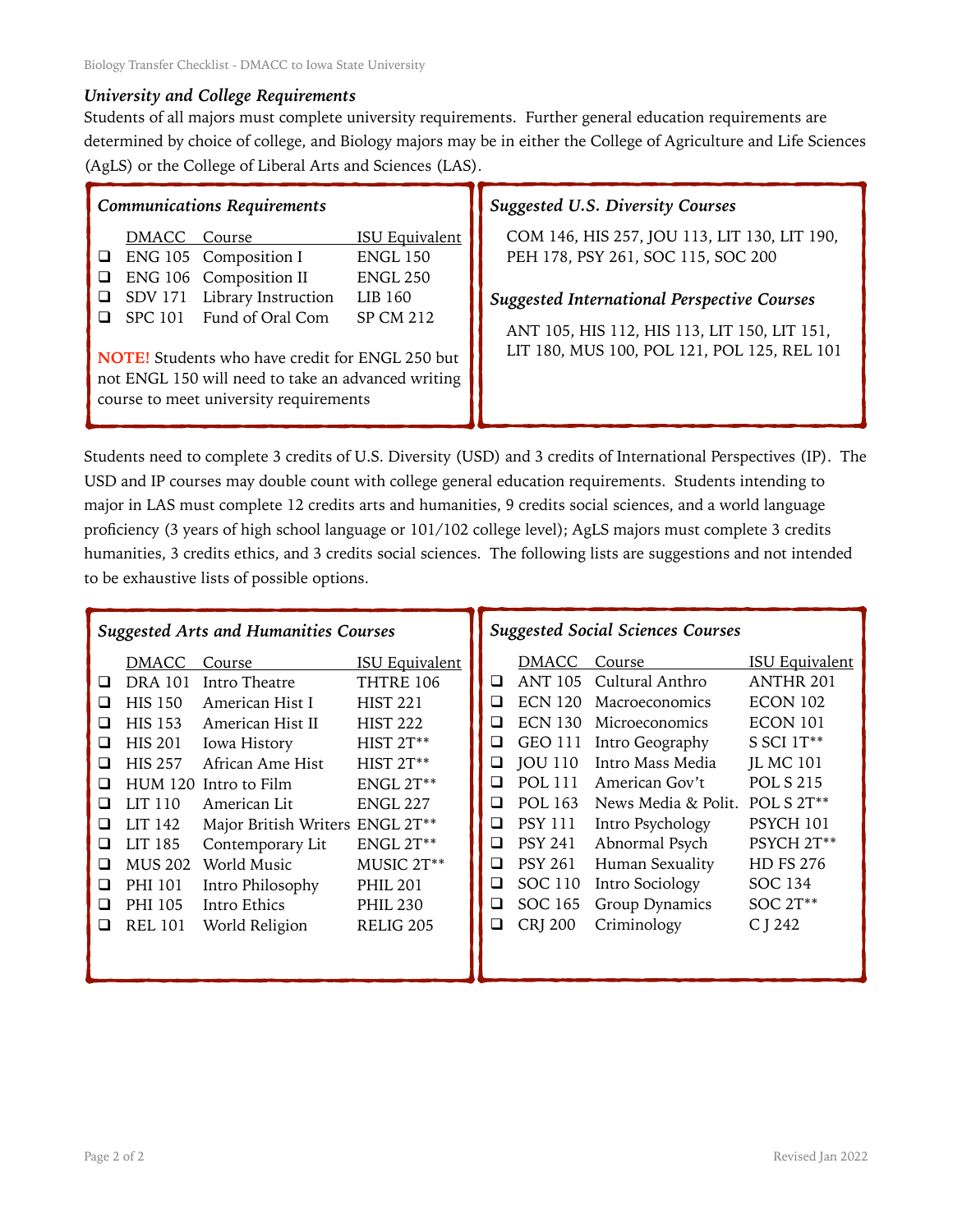### *University and College Requirements*

Students of all majors must complete university requirements. Further general education requirements are determined by choice of college, and Biology majors may be in either the College of Agriculture and Life Sciences (AgLS) or the College of Liberal Arts and Sciences (LAS).

#### *Communications Requirements*

| | DMACC | Course | ISU Equivalent |
|---|---|---|---|
| ❑ | ENG 105 | Composition I | ENGL 150 |
| ❑ | ENG 106 | Composition II | ENGL 250 |
| ❑ | SDV 171 | Library Instruction | LIB 160 |
| ❑ | SPC 101 | Fund of Oral Com | SP CM 212 |

**NOTE!** Students who have credit for ENGL 250 but not ENGL 150 will need to take an advanced writing course to meet university requirements

#### *Suggested U.S. Diversity Courses*

COM 146, HIS 257, JOU 113, LIT 130, LIT 190, PEH 178, PSY 261, SOC 115, SOC 200

#### *Suggested International Perspective Courses*

ANT 105, HIS 112, HIS 113, LIT 150, LIT 151, LIT 180, MUS 100, POL 121, POL 125, REL 101

Students need to complete 3 credits of U.S. Diversity (USD) and 3 credits of International Perspectives (IP). The USD and IP courses may double count with college general education requirements. Students intending to major in LAS must complete 12 credits arts and humanities, 9 credits social sciences, and a world language proficiency (3 years of high school language or 101/102 college level); AgLS majors must complete 3 credits humanities, 3 credits ethics, and 3 credits social sciences. The following lists are suggestions and not intended to be exhaustive lists of possible options.

#### *Suggested Arts and Humanities Courses*

| | DMACC | Course | ISU Equivalent |
|---|---|---|---|
| ❑ | DRA 101 | Intro Theatre | THTRE 106 |
| ❑ | HIS 150 | American Hist I | HIST 221 |
| ❑ | HIS 153 | American Hist II | HIST 222 |
| ❑ | HIS 201 | Iowa History | HIST 2T** |
| ❑ | HIS 257 | African Ame Hist | HIST 2T** |
| ❑ | HUM 120 | Intro to Film | ENGL 2T** |
| ❑ | LIT 110 | American Lit | ENGL 227 |
| ❑ | LIT 142 | Major British Writers | ENGL 2T** |
| ❑ | LIT 185 | Contemporary Lit | ENGL 2T** |
| ❑ | MUS 202 | World Music | MUSIC 2T** |
| ❑ | PHI 101 | Intro Philosophy | PHIL 201 |
| ❑ | PHI 105 | Intro Ethics | PHIL 230 |
| ❑ | REL 101 | World Religion | RELIG 205 |

#### *Suggested Social Sciences Courses*

| | DMACC | Course | ISU Equivalent |
|---|---|---|---|
| ❑ | ANT 105 | Cultural Anthro | ANTHR 201 |
| ❑ | ECN 120 | Macroeconomics | ECON 102 |
| ❑ | ECN 130 | Microeconomics | ECON 101 |
| ❑ | GEO 111 | Intro Geography | S SCI 1T** |
| ❑ | JOU 110 | Intro Mass Media | JL MC 101 |
| ❑ | POL 111 | American Gov't | POL S 215 |
| ❑ | POL 163 | News Media & Polit. | POL S 2T** |
| ❑ | PSY 111 | Intro Psychology | PSYCH 101 |
| ❑ | PSY 241 | Abnormal Psych | PSYCH 2T** |
| ❑ | PSY 261 | Human Sexuality | HD FS 276 |
| ❑ | SOC 110 | Intro Sociology | SOC 134 |
| ❑ | SOC 165 | Group Dynamics | SOC 2T** |
| ❑ | CRJ 200 | Criminology | C J 242 |

Revised Jan 2022